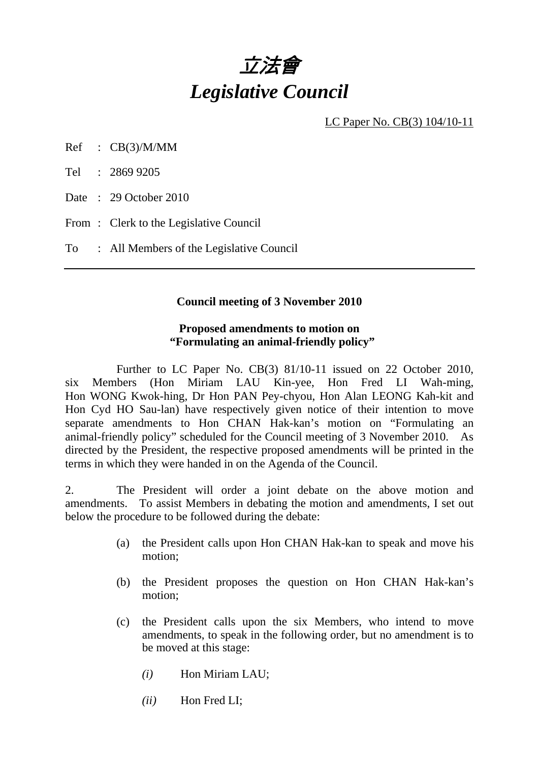# 立法會
# *Legislative Council*

LC Paper No. CB(3) 104/10-11

Ref : CB(3)/M/MM

Tel : 2869 9205

Date : 29 October 2010

From : Clerk to the Legislative Council

To : All Members of the Legislative Council

---

**Council meeting of 3 November 2010**

**Proposed amendments to motion on "Formulating an animal-friendly policy"**

Further to LC Paper No. CB(3) 81/10-11 issued on 22 October 2010, six Members (Hon Miriam LAU Kin-yee, Hon Fred LI Wah-ming, Hon WONG Kwok-hing, Dr Hon PAN Pey-chyou, Hon Alan LEONG Kah-kit and Hon Cyd HO Sau-lan) have respectively given notice of their intention to move separate amendments to Hon CHAN Hak-kan's motion on "Formulating an animal-friendly policy" scheduled for the Council meeting of 3 November 2010. As directed by the President, the respective proposed amendments will be printed in the terms in which they were handed in on the Agenda of the Council.

2. The President will order a joint debate on the above motion and amendments. To assist Members in debating the motion and amendments, I set out below the procedure to be followed during the debate:

(a) the President calls upon Hon CHAN Hak-kan to speak and move his motion;

(b) the President proposes the question on Hon CHAN Hak-kan's motion;

(c) the President calls upon the six Members, who intend to move amendments, to speak in the following order, but no amendment is to be moved at this stage:

*(i)* Hon Miriam LAU;

*(ii)* Hon Fred LI;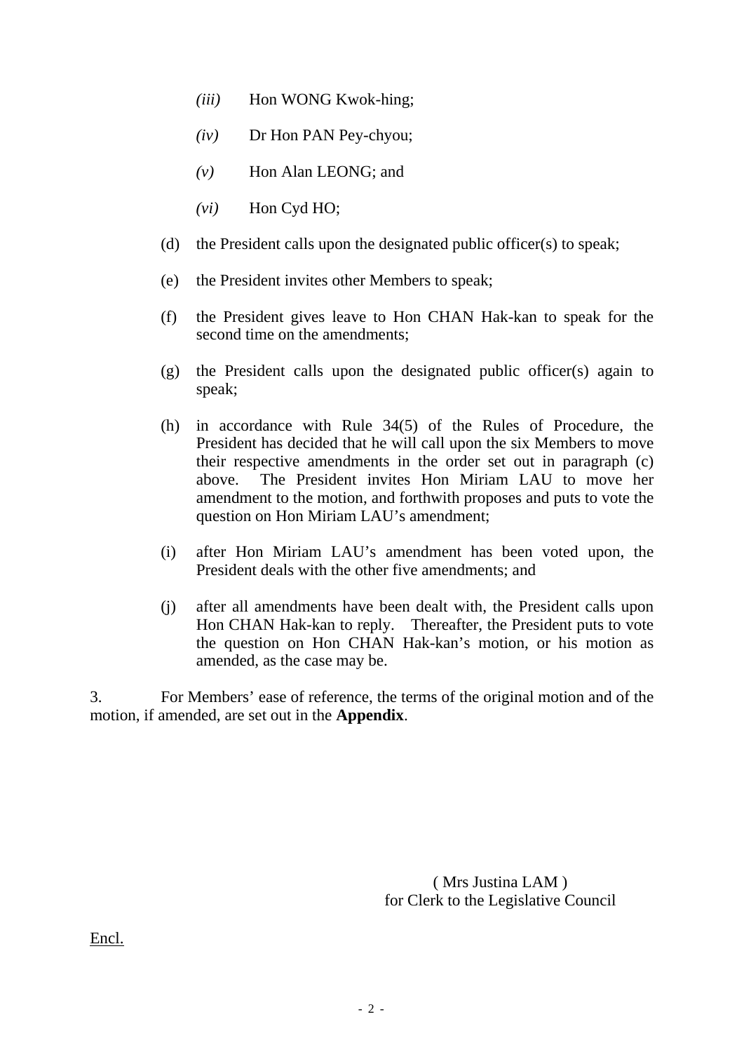- *(iii)* Hon WONG Kwok-hing;
- *(iv)* Dr Hon PAN Pey-chyou;
- *(v)* Hon Alan LEONG; and
- *(vi)* Hon Cyd HO;

(d) the President calls upon the designated public officer(s) to speak;

(e) the President invites other Members to speak;

(f) the President gives leave to Hon CHAN Hak-kan to speak for the second time on the amendments;

(g) the President calls upon the designated public officer(s) again to speak;

(h) in accordance with Rule 34(5) of the Rules of Procedure, the President has decided that he will call upon the six Members to move their respective amendments in the order set out in paragraph (c) above. The President invites Hon Miriam LAU to move her amendment to the motion, and forthwith proposes and puts to vote the question on Hon Miriam LAU's amendment;

(i) after Hon Miriam LAU's amendment has been voted upon, the President deals with the other five amendments; and

(j) after all amendments have been dealt with, the President calls upon Hon CHAN Hak-kan to reply. Thereafter, the President puts to vote the question on Hon CHAN Hak-kan's motion, or his motion as amended, as the case may be.

3. For Members' ease of reference, the terms of the original motion and of the motion, if amended, are set out in the **Appendix**.

( Mrs Justina LAM )
for Clerk to the Legislative Council

Encl.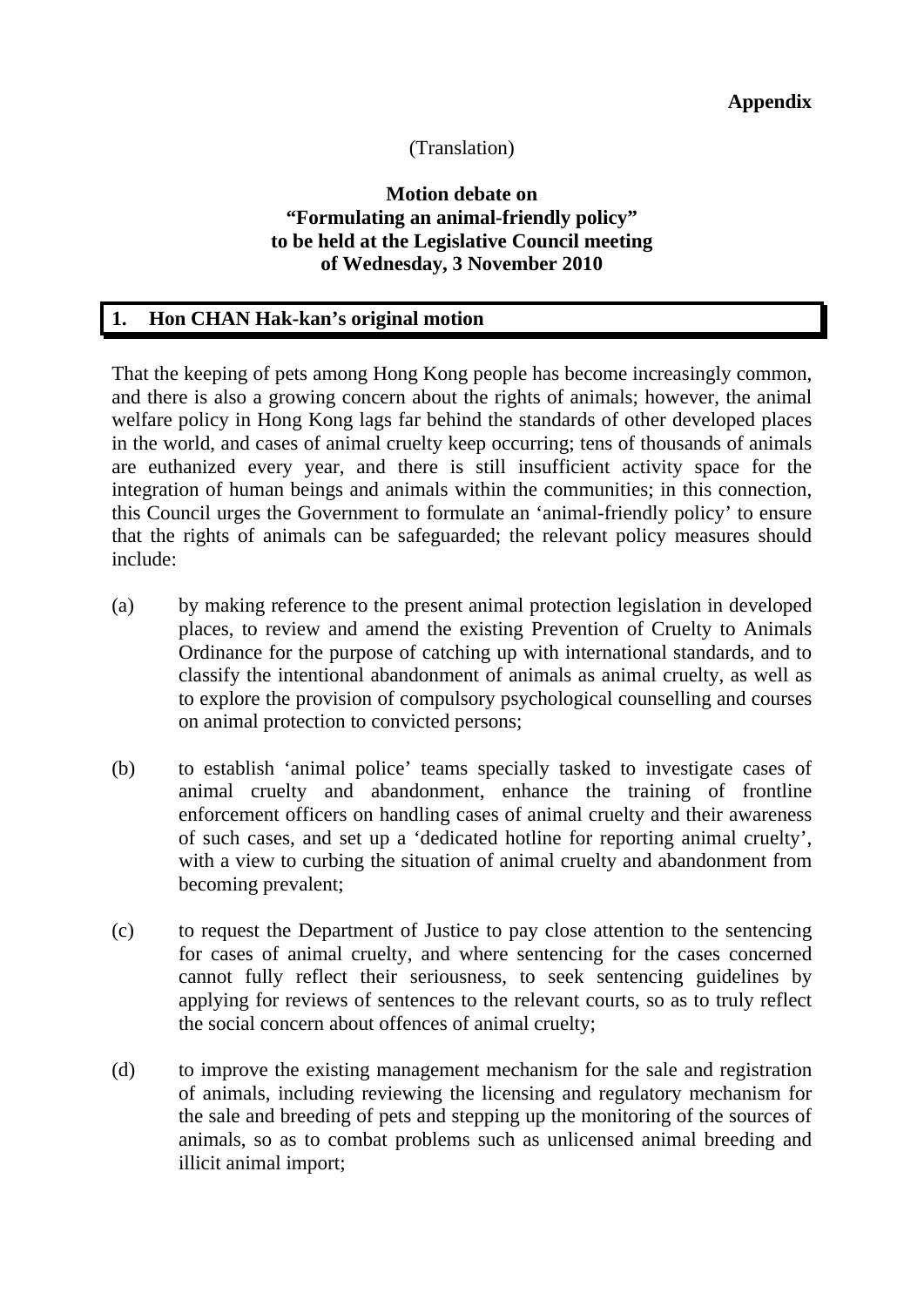**Appendix**

(Translation)

**Motion debate on**
**"Formulating an animal-friendly policy"**
**to be held at the Legislative Council meeting**
**of Wednesday, 3 November 2010**

## 1. Hon CHAN Hak-kan's original motion

That the keeping of pets among Hong Kong people has become increasingly common, and there is also a growing concern about the rights of animals; however, the animal welfare policy in Hong Kong lags far behind the standards of other developed places in the world, and cases of animal cruelty keep occurring; tens of thousands of animals are euthanized every year, and there is still insufficient activity space for the integration of human beings and animals within the communities; in this connection, this Council urges the Government to formulate an 'animal-friendly policy' to ensure that the rights of animals can be safeguarded; the relevant policy measures should include:

(a) by making reference to the present animal protection legislation in developed places, to review and amend the existing Prevention of Cruelty to Animals Ordinance for the purpose of catching up with international standards, and to classify the intentional abandonment of animals as animal cruelty, as well as to explore the provision of compulsory psychological counselling and courses on animal protection to convicted persons;

(b) to establish 'animal police' teams specially tasked to investigate cases of animal cruelty and abandonment, enhance the training of frontline enforcement officers on handling cases of animal cruelty and their awareness of such cases, and set up a 'dedicated hotline for reporting animal cruelty', with a view to curbing the situation of animal cruelty and abandonment from becoming prevalent;

(c) to request the Department of Justice to pay close attention to the sentencing for cases of animal cruelty, and where sentencing for the cases concerned cannot fully reflect their seriousness, to seek sentencing guidelines by applying for reviews of sentences to the relevant courts, so as to truly reflect the social concern about offences of animal cruelty;

(d) to improve the existing management mechanism for the sale and registration of animals, including reviewing the licensing and regulatory mechanism for the sale and breeding of pets and stepping up the monitoring of the sources of animals, so as to combat problems such as unlicensed animal breeding and illicit animal import;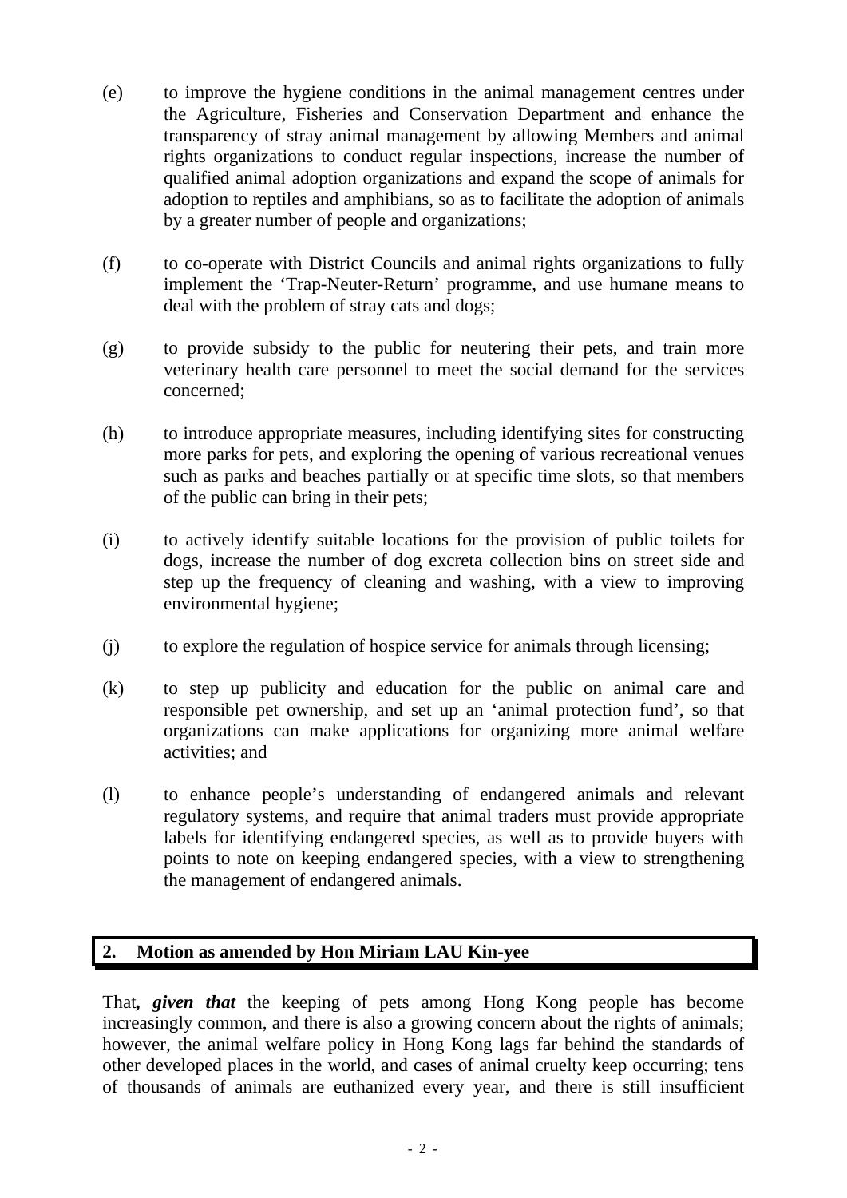(e) to improve the hygiene conditions in the animal management centres under the Agriculture, Fisheries and Conservation Department and enhance the transparency of stray animal management by allowing Members and animal rights organizations to conduct regular inspections, increase the number of qualified animal adoption organizations and expand the scope of animals for adoption to reptiles and amphibians, so as to facilitate the adoption of animals by a greater number of people and organizations;

(f) to co-operate with District Councils and animal rights organizations to fully implement the 'Trap-Neuter-Return' programme, and use humane means to deal with the problem of stray cats and dogs;

(g) to provide subsidy to the public for neutering their pets, and train more veterinary health care personnel to meet the social demand for the services concerned;

(h) to introduce appropriate measures, including identifying sites for constructing more parks for pets, and exploring the opening of various recreational venues such as parks and beaches partially or at specific time slots, so that members of the public can bring in their pets;

(i) to actively identify suitable locations for the provision of public toilets for dogs, increase the number of dog excreta collection bins on street side and step up the frequency of cleaning and washing, with a view to improving environmental hygiene;

(j) to explore the regulation of hospice service for animals through licensing;

(k) to step up publicity and education for the public on animal care and responsible pet ownership, and set up an 'animal protection fund', so that organizations can make applications for organizing more animal welfare activities; and

(l) to enhance people's understanding of endangered animals and relevant regulatory systems, and require that animal traders must provide appropriate labels for identifying endangered species, as well as to provide buyers with points to note on keeping endangered species, with a view to strengthening the management of endangered animals.

## 2. Motion as amended by Hon Miriam LAU Kin-yee

That***, given that*** the keeping of pets among Hong Kong people has become increasingly common, and there is also a growing concern about the rights of animals; however, the animal welfare policy in Hong Kong lags far behind the standards of other developed places in the world, and cases of animal cruelty keep occurring; tens of thousands of animals are euthanized every year, and there is still insufficient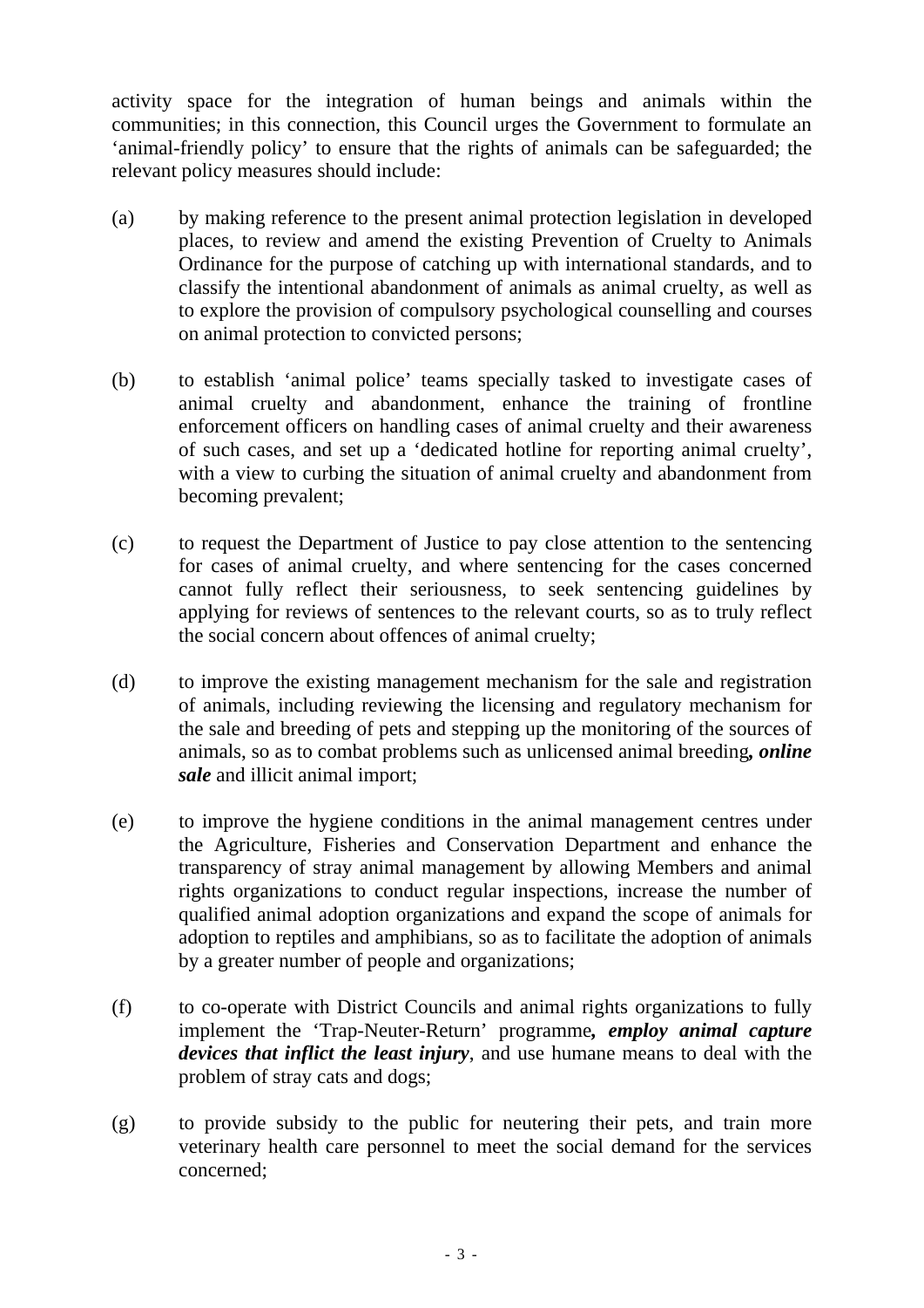activity space for the integration of human beings and animals within the communities; in this connection, this Council urges the Government to formulate an 'animal-friendly policy' to ensure that the rights of animals can be safeguarded; the relevant policy measures should include:

(a) by making reference to the present animal protection legislation in developed places, to review and amend the existing Prevention of Cruelty to Animals Ordinance for the purpose of catching up with international standards, and to classify the intentional abandonment of animals as animal cruelty, as well as to explore the provision of compulsory psychological counselling and courses on animal protection to convicted persons;

(b) to establish 'animal police' teams specially tasked to investigate cases of animal cruelty and abandonment, enhance the training of frontline enforcement officers on handling cases of animal cruelty and their awareness of such cases, and set up a 'dedicated hotline for reporting animal cruelty', with a view to curbing the situation of animal cruelty and abandonment from becoming prevalent;

(c) to request the Department of Justice to pay close attention to the sentencing for cases of animal cruelty, and where sentencing for the cases concerned cannot fully reflect their seriousness, to seek sentencing guidelines by applying for reviews of sentences to the relevant courts, so as to truly reflect the social concern about offences of animal cruelty;

(d) to improve the existing management mechanism for the sale and registration of animals, including reviewing the licensing and regulatory mechanism for the sale and breeding of pets and stepping up the monitoring of the sources of animals, so as to combat problems such as unlicensed animal breeding***, online sale*** and illicit animal import;

(e) to improve the hygiene conditions in the animal management centres under the Agriculture, Fisheries and Conservation Department and enhance the transparency of stray animal management by allowing Members and animal rights organizations to conduct regular inspections, increase the number of qualified animal adoption organizations and expand the scope of animals for adoption to reptiles and amphibians, so as to facilitate the adoption of animals by a greater number of people and organizations;

(f) to co-operate with District Councils and animal rights organizations to fully implement the 'Trap-Neuter-Return' programme***, employ animal capture devices that inflict the least injury***, and use humane means to deal with the problem of stray cats and dogs;

(g) to provide subsidy to the public for neutering their pets, and train more veterinary health care personnel to meet the social demand for the services concerned;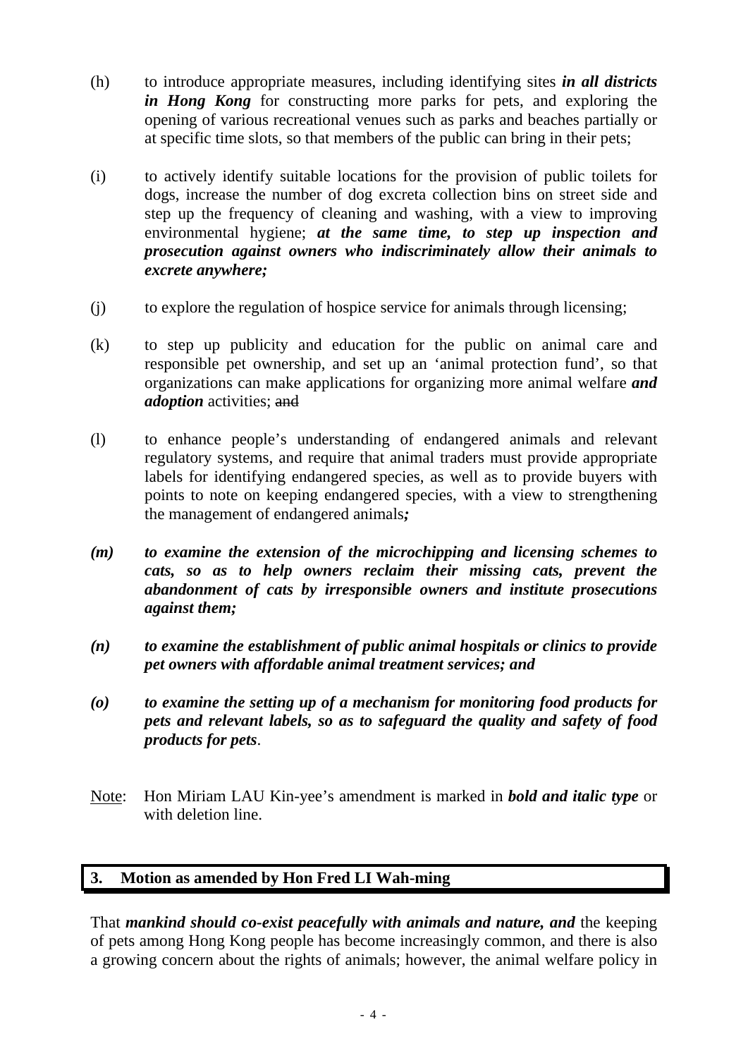(h) to introduce appropriate measures, including identifying sites ***in all districts in Hong Kong*** for constructing more parks for pets, and exploring the opening of various recreational venues such as parks and beaches partially or at specific time slots, so that members of the public can bring in their pets;

(i) to actively identify suitable locations for the provision of public toilets for dogs, increase the number of dog excreta collection bins on street side and step up the frequency of cleaning and washing, with a view to improving environmental hygiene; ***at the same time, to step up inspection and prosecution against owners who indiscriminately allow their animals to excrete anywhere;***

(j) to explore the regulation of hospice service for animals through licensing;

(k) to step up publicity and education for the public on animal care and responsible pet ownership, and set up an 'animal protection fund', so that organizations can make applications for organizing more animal welfare ***and adoption*** activities; ~~and~~

(l) to enhance people's understanding of endangered animals and relevant regulatory systems, and require that animal traders must provide appropriate labels for identifying endangered species, as well as to provide buyers with points to note on keeping endangered species, with a view to strengthening the management of endangered animals***;***

***(m) to examine the extension of the microchipping and licensing schemes to cats, so as to help owners reclaim their missing cats, prevent the abandonment of cats by irresponsible owners and institute prosecutions against them;***

***(n) to examine the establishment of public animal hospitals or clinics to provide pet owners with affordable animal treatment services; and***

***(o) to examine the setting up of a mechanism for monitoring food products for pets and relevant labels, so as to safeguard the quality and safety of food products for pets***.

Note: Hon Miriam LAU Kin-yee's amendment is marked in ***bold and italic type*** or with deletion line.

## 3. Motion as amended by Hon Fred LI Wah-ming

That ***mankind should co-exist peacefully with animals and nature, and*** the keeping of pets among Hong Kong people has become increasingly common, and there is also a growing concern about the rights of animals; however, the animal welfare policy in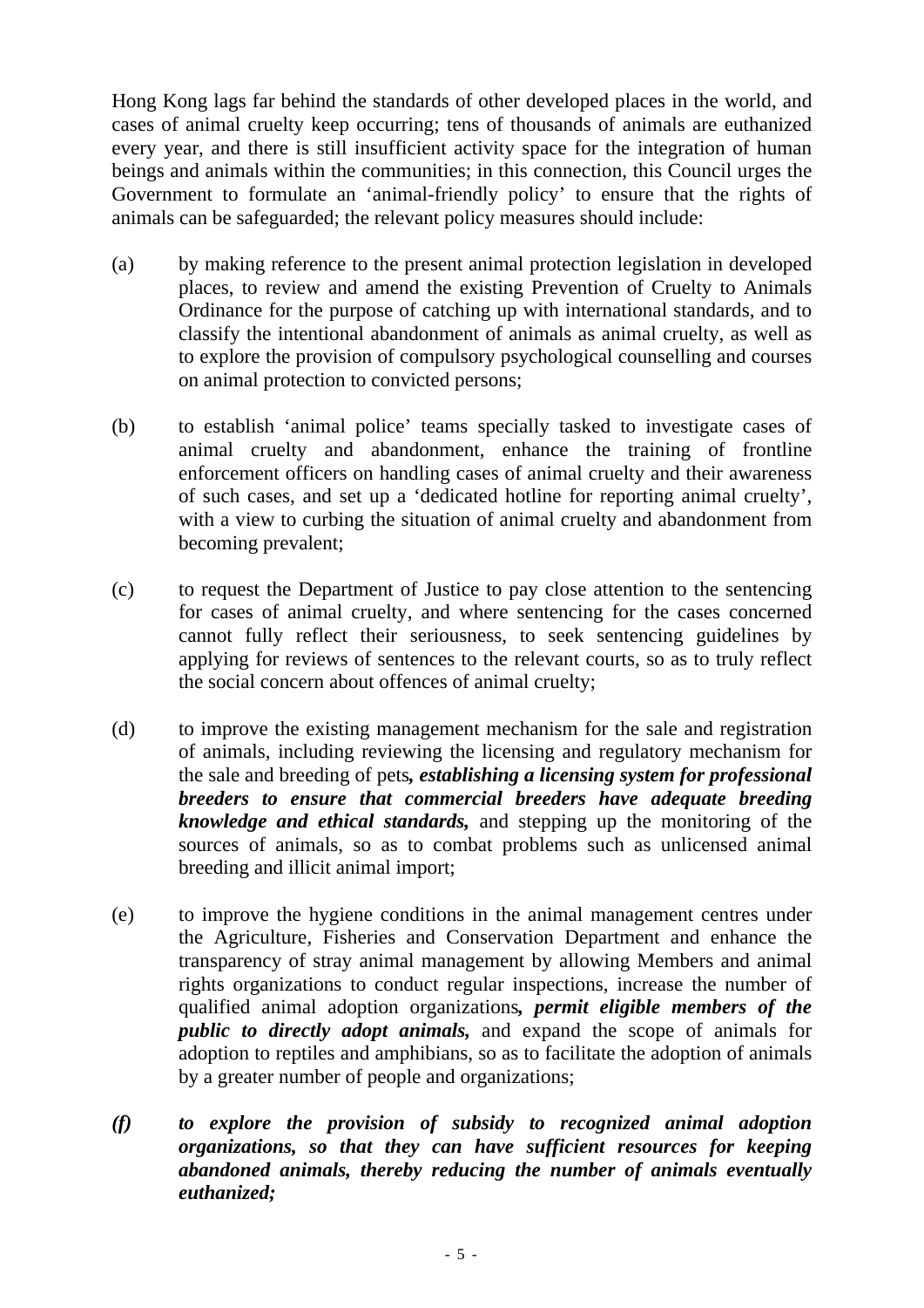Hong Kong lags far behind the standards of other developed places in the world, and cases of animal cruelty keep occurring; tens of thousands of animals are euthanized every year, and there is still insufficient activity space for the integration of human beings and animals within the communities; in this connection, this Council urges the Government to formulate an 'animal-friendly policy' to ensure that the rights of animals can be safeguarded; the relevant policy measures should include:

(a) by making reference to the present animal protection legislation in developed places, to review and amend the existing Prevention of Cruelty to Animals Ordinance for the purpose of catching up with international standards, and to classify the intentional abandonment of animals as animal cruelty, as well as to explore the provision of compulsory psychological counselling and courses on animal protection to convicted persons;

(b) to establish 'animal police' teams specially tasked to investigate cases of animal cruelty and abandonment, enhance the training of frontline enforcement officers on handling cases of animal cruelty and their awareness of such cases, and set up a 'dedicated hotline for reporting animal cruelty', with a view to curbing the situation of animal cruelty and abandonment from becoming prevalent;

(c) to request the Department of Justice to pay close attention to the sentencing for cases of animal cruelty, and where sentencing for the cases concerned cannot fully reflect their seriousness, to seek sentencing guidelines by applying for reviews of sentences to the relevant courts, so as to truly reflect the social concern about offences of animal cruelty;

(d) to improve the existing management mechanism for the sale and registration of animals, including reviewing the licensing and regulatory mechanism for the sale and breeding of pets***, establishing a licensing system for professional breeders to ensure that commercial breeders have adequate breeding knowledge and ethical standards,*** and stepping up the monitoring of the sources of animals, so as to combat problems such as unlicensed animal breeding and illicit animal import;

(e) to improve the hygiene conditions in the animal management centres under the Agriculture, Fisheries and Conservation Department and enhance the transparency of stray animal management by allowing Members and animal rights organizations to conduct regular inspections, increase the number of qualified animal adoption organizations***, permit eligible members of the public to directly adopt animals,*** and expand the scope of animals for adoption to reptiles and amphibians, so as to facilitate the adoption of animals by a greater number of people and organizations;

***(f) to explore the provision of subsidy to recognized animal adoption organizations, so that they can have sufficient resources for keeping abandoned animals, thereby reducing the number of animals eventually euthanized;***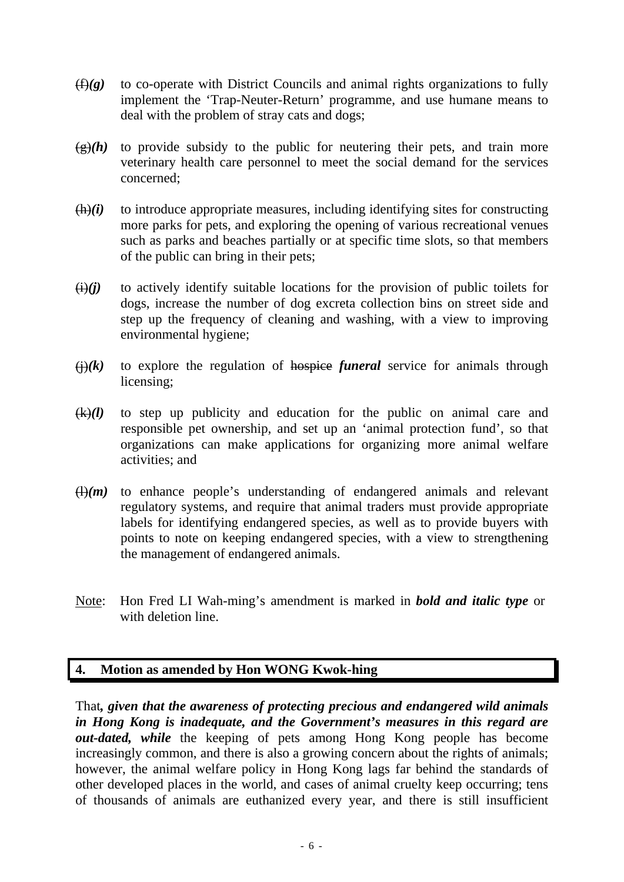~~(f)~~***(g)*** to co-operate with District Councils and animal rights organizations to fully implement the 'Trap-Neuter-Return' programme, and use humane means to deal with the problem of stray cats and dogs;

~~(g)~~***(h)*** to provide subsidy to the public for neutering their pets, and train more veterinary health care personnel to meet the social demand for the services concerned;

~~(h)~~***(i)*** to introduce appropriate measures, including identifying sites for constructing more parks for pets, and exploring the opening of various recreational venues such as parks and beaches partially or at specific time slots, so that members of the public can bring in their pets;

~~(i)~~***(j)*** to actively identify suitable locations for the provision of public toilets for dogs, increase the number of dog excreta collection bins on street side and step up the frequency of cleaning and washing, with a view to improving environmental hygiene;

~~(j)~~***(k)*** to explore the regulation of ~~hospice~~ ***funeral*** service for animals through licensing;

~~(k)~~***(l)*** to step up publicity and education for the public on animal care and responsible pet ownership, and set up an 'animal protection fund', so that organizations can make applications for organizing more animal welfare activities; and

~~(l)~~***(m)*** to enhance people's understanding of endangered animals and relevant regulatory systems, and require that animal traders must provide appropriate labels for identifying endangered species, as well as to provide buyers with points to note on keeping endangered species, with a view to strengthening the management of endangered animals.

Note: Hon Fred LI Wah-ming's amendment is marked in ***bold and italic type*** or with deletion line.

## 4. Motion as amended by Hon WONG Kwok-hing

That***, given that the awareness of protecting precious and endangered wild animals in Hong Kong is inadequate, and the Government's measures in this regard are out-dated, while*** the keeping of pets among Hong Kong people has become increasingly common, and there is also a growing concern about the rights of animals; however, the animal welfare policy in Hong Kong lags far behind the standards of other developed places in the world, and cases of animal cruelty keep occurring; tens of thousands of animals are euthanized every year, and there is still insufficient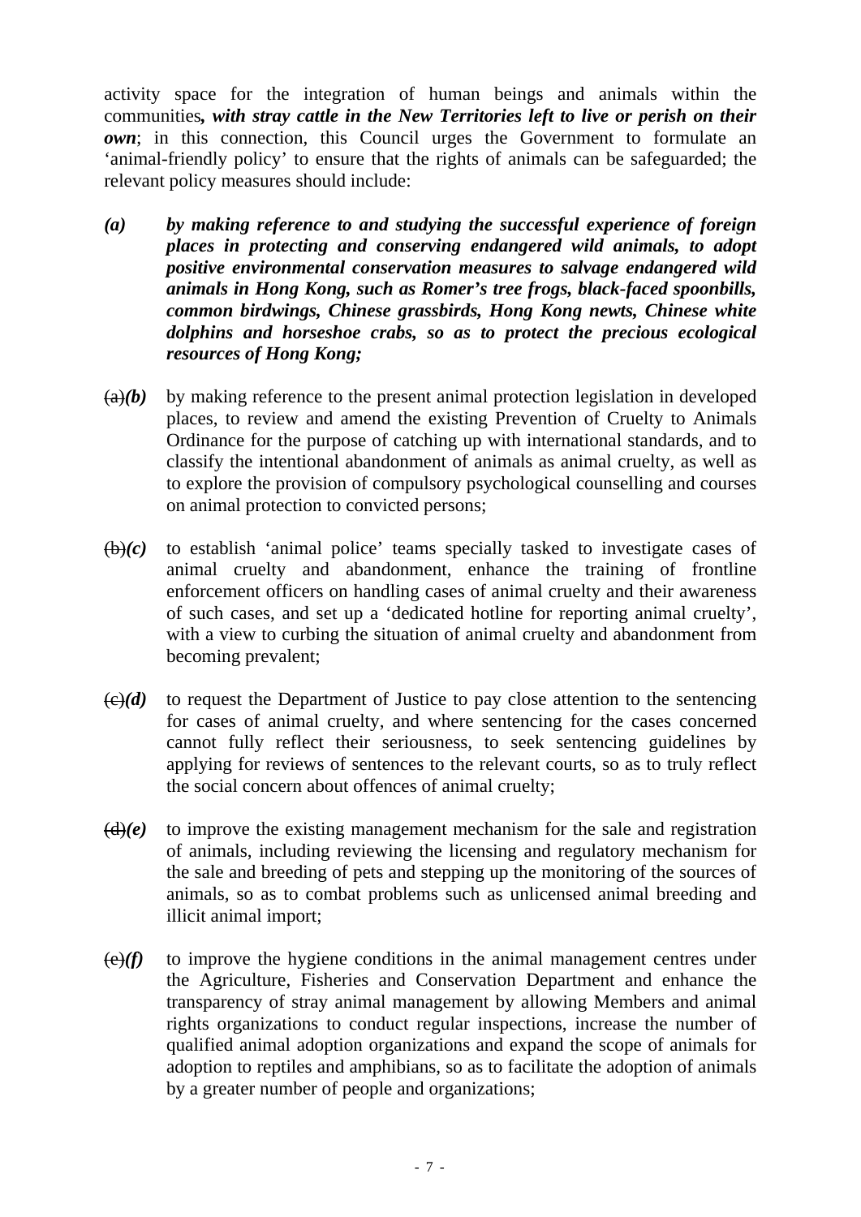activity space for the integration of human beings and animals within the communities***, with stray cattle in the New Territories left to live or perish on their own***; in this connection, this Council urges the Government to formulate an 'animal-friendly policy' to ensure that the rights of animals can be safeguarded; the relevant policy measures should include:

***(a)*** ***by making reference to and studying the successful experience of foreign places in protecting and conserving endangered wild animals, to adopt positive environmental conservation measures to salvage endangered wild animals in Hong Kong, such as Romer's tree frogs, black-faced spoonbills, common birdwings, Chinese grassbirds, Hong Kong newts, Chinese white dolphins and horseshoe crabs, so as to protect the precious ecological resources of Hong Kong;***

~~(a)~~***(b)*** by making reference to the present animal protection legislation in developed places, to review and amend the existing Prevention of Cruelty to Animals Ordinance for the purpose of catching up with international standards, and to classify the intentional abandonment of animals as animal cruelty, as well as to explore the provision of compulsory psychological counselling and courses on animal protection to convicted persons;

~~(b)~~***(c)*** to establish 'animal police' teams specially tasked to investigate cases of animal cruelty and abandonment, enhance the training of frontline enforcement officers on handling cases of animal cruelty and their awareness of such cases, and set up a 'dedicated hotline for reporting animal cruelty', with a view to curbing the situation of animal cruelty and abandonment from becoming prevalent;

~~(c)~~***(d)*** to request the Department of Justice to pay close attention to the sentencing for cases of animal cruelty, and where sentencing for the cases concerned cannot fully reflect their seriousness, to seek sentencing guidelines by applying for reviews of sentences to the relevant courts, so as to truly reflect the social concern about offences of animal cruelty;

~~(d)~~***(e)*** to improve the existing management mechanism for the sale and registration of animals, including reviewing the licensing and regulatory mechanism for the sale and breeding of pets and stepping up the monitoring of the sources of animals, so as to combat problems such as unlicensed animal breeding and illicit animal import;

~~(e)~~***(f)*** to improve the hygiene conditions in the animal management centres under the Agriculture, Fisheries and Conservation Department and enhance the transparency of stray animal management by allowing Members and animal rights organizations to conduct regular inspections, increase the number of qualified animal adoption organizations and expand the scope of animals for adoption to reptiles and amphibians, so as to facilitate the adoption of animals by a greater number of people and organizations;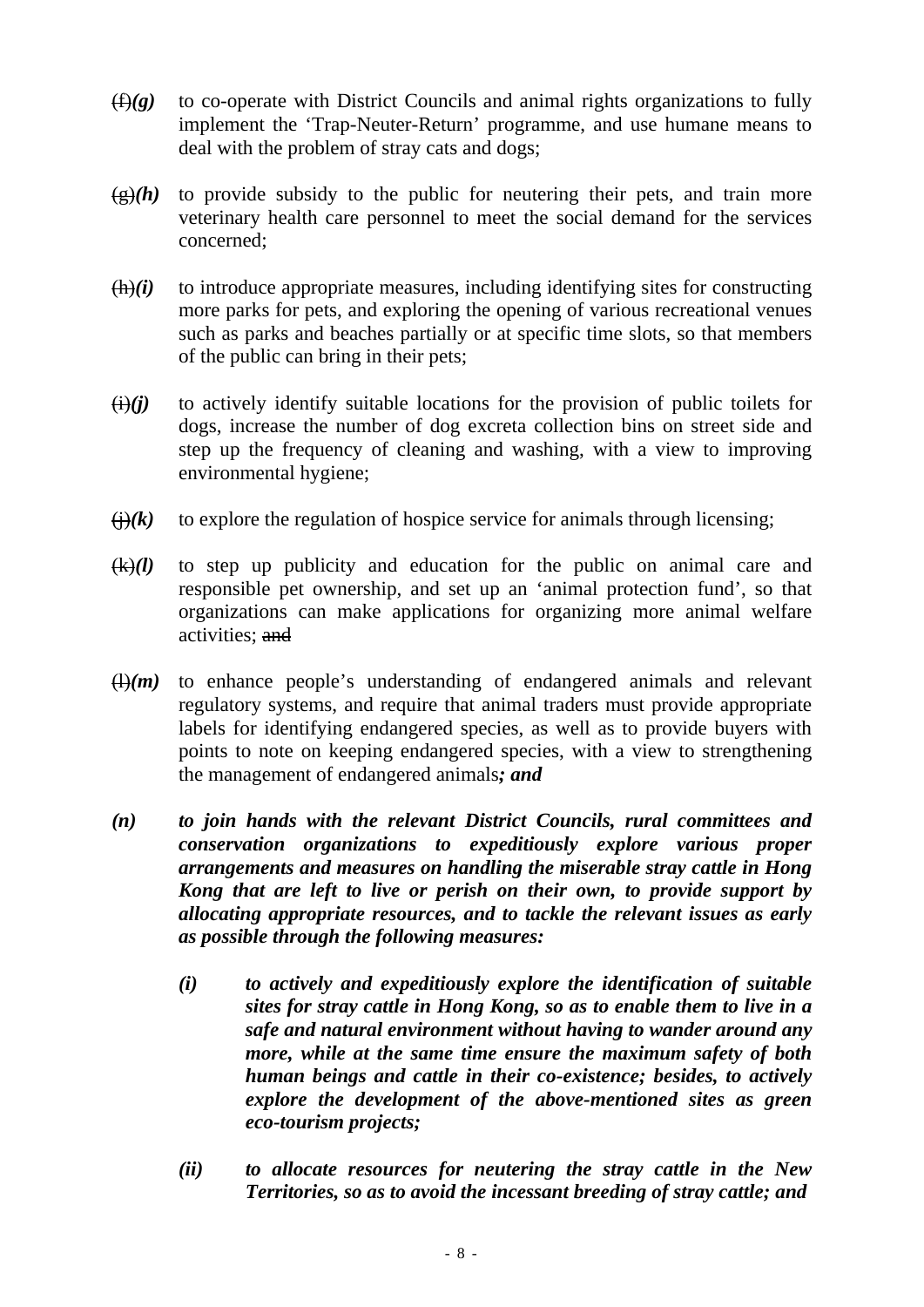~~(f)~~***(g)*** to co-operate with District Councils and animal rights organizations to fully implement the 'Trap-Neuter-Return' programme, and use humane means to deal with the problem of stray cats and dogs;

~~(g)~~***(h)*** to provide subsidy to the public for neutering their pets, and train more veterinary health care personnel to meet the social demand for the services concerned;

~~(h)~~***(i)*** to introduce appropriate measures, including identifying sites for constructing more parks for pets, and exploring the opening of various recreational venues such as parks and beaches partially or at specific time slots, so that members of the public can bring in their pets;

~~(i)~~***(j)*** to actively identify suitable locations for the provision of public toilets for dogs, increase the number of dog excreta collection bins on street side and step up the frequency of cleaning and washing, with a view to improving environmental hygiene;

~~(j)~~***(k)*** to explore the regulation of hospice service for animals through licensing;

~~(k)~~***(l)*** to step up publicity and education for the public on animal care and responsible pet ownership, and set up an 'animal protection fund', so that organizations can make applications for organizing more animal welfare activities; ~~and~~

~~(l)~~***(m)*** to enhance people's understanding of endangered animals and relevant regulatory systems, and require that animal traders must provide appropriate labels for identifying endangered species, as well as to provide buyers with points to note on keeping endangered species, with a view to strengthening the management of endangered animals***; and***

***(n) to join hands with the relevant District Councils, rural committees and conservation organizations to expeditiously explore various proper arrangements and measures on handling the miserable stray cattle in Hong Kong that are left to live or perish on their own, to provide support by allocating appropriate resources, and to tackle the relevant issues as early as possible through the following measures:***

> ***(i) to actively and expeditiously explore the identification of suitable sites for stray cattle in Hong Kong, so as to enable them to live in a safe and natural environment without having to wander around any more, while at the same time ensure the maximum safety of both human beings and cattle in their co-existence; besides, to actively explore the development of the above-mentioned sites as green eco-tourism projects;***
>
> ***(ii) to allocate resources for neutering the stray cattle in the New Territories, so as to avoid the incessant breeding of stray cattle; and***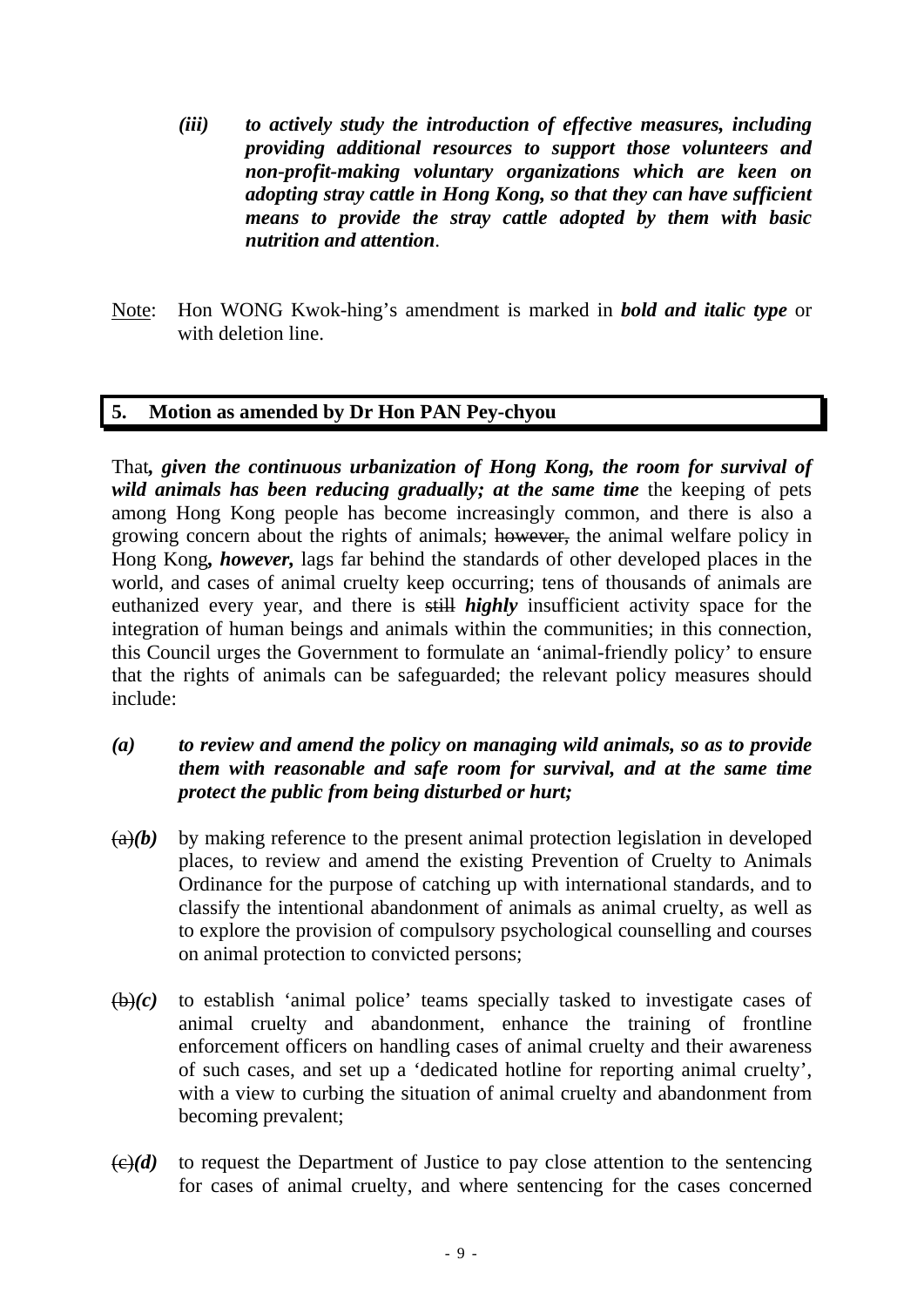*(iii)* ***to actively study the introduction of effective measures, including providing additional resources to support those volunteers and non-profit-making voluntary organizations which are keen on adopting stray cattle in Hong Kong, so that they can have sufficient means to provide the stray cattle adopted by them with basic nutrition and attention***.

Note: Hon WONG Kwok-hing's amendment is marked in ***bold and italic type*** or with deletion line.

## 5. Motion as amended by Dr Hon PAN Pey-chyou

That***, given the continuous urbanization of Hong Kong, the room for survival of wild animals has been reducing gradually; at the same time*** the keeping of pets among Hong Kong people has become increasingly common, and there is also a growing concern about the rights of animals; ~~however,~~ the animal welfare policy in Hong Kong***, however,*** lags far behind the standards of other developed places in the world, and cases of animal cruelty keep occurring; tens of thousands of animals are euthanized every year, and there is ~~still~~ ***highly*** insufficient activity space for the integration of human beings and animals within the communities; in this connection, this Council urges the Government to formulate an 'animal-friendly policy' to ensure that the rights of animals can be safeguarded; the relevant policy measures should include:

***(a)*** ***to review and amend the policy on managing wild animals, so as to provide them with reasonable and safe room for survival, and at the same time protect the public from being disturbed or hurt;***

~~(a)~~***(b)*** by making reference to the present animal protection legislation in developed places, to review and amend the existing Prevention of Cruelty to Animals Ordinance for the purpose of catching up with international standards, and to classify the intentional abandonment of animals as animal cruelty, as well as to explore the provision of compulsory psychological counselling and courses on animal protection to convicted persons;

~~(b)~~***(c)*** to establish 'animal police' teams specially tasked to investigate cases of animal cruelty and abandonment, enhance the training of frontline enforcement officers on handling cases of animal cruelty and their awareness of such cases, and set up a 'dedicated hotline for reporting animal cruelty', with a view to curbing the situation of animal cruelty and abandonment from becoming prevalent;

~~(c)~~***(d)*** to request the Department of Justice to pay close attention to the sentencing for cases of animal cruelty, and where sentencing for the cases concerned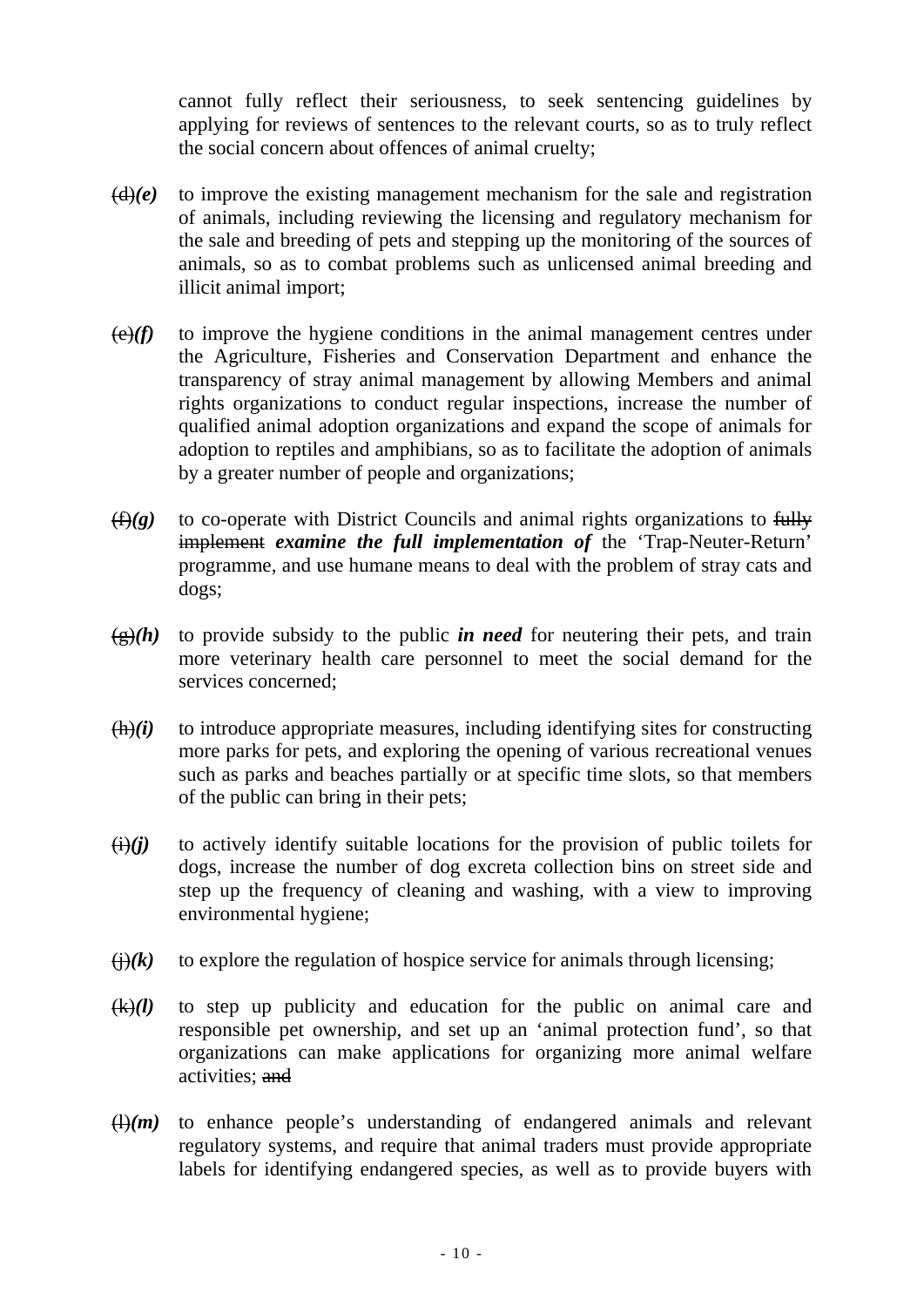cannot fully reflect their seriousness, to seek sentencing guidelines by applying for reviews of sentences to the relevant courts, so as to truly reflect the social concern about offences of animal cruelty;

~~(d)~~***(e)*** to improve the existing management mechanism for the sale and registration of animals, including reviewing the licensing and regulatory mechanism for the sale and breeding of pets and stepping up the monitoring of the sources of animals, so as to combat problems such as unlicensed animal breeding and illicit animal import;

~~(e)~~***(f)*** to improve the hygiene conditions in the animal management centres under the Agriculture, Fisheries and Conservation Department and enhance the transparency of stray animal management by allowing Members and animal rights organizations to conduct regular inspections, increase the number of qualified animal adoption organizations and expand the scope of animals for adoption to reptiles and amphibians, so as to facilitate the adoption of animals by a greater number of people and organizations;

~~(f)~~***(g)*** to co-operate with District Councils and animal rights organizations to ~~fully implement~~ ***examine the full implementation of*** the 'Trap-Neuter-Return' programme, and use humane means to deal with the problem of stray cats and dogs;

~~(g)~~***(h)*** to provide subsidy to the public ***in need*** for neutering their pets, and train more veterinary health care personnel to meet the social demand for the services concerned;

~~(h)~~***(i)*** to introduce appropriate measures, including identifying sites for constructing more parks for pets, and exploring the opening of various recreational venues such as parks and beaches partially or at specific time slots, so that members of the public can bring in their pets;

~~(i)~~***(j)*** to actively identify suitable locations for the provision of public toilets for dogs, increase the number of dog excreta collection bins on street side and step up the frequency of cleaning and washing, with a view to improving environmental hygiene;

~~(j)~~***(k)*** to explore the regulation of hospice service for animals through licensing;

~~(k)~~***(l)*** to step up publicity and education for the public on animal care and responsible pet ownership, and set up an 'animal protection fund', so that organizations can make applications for organizing more animal welfare activities; ~~and~~

~~(l)~~***(m)*** to enhance people's understanding of endangered animals and relevant regulatory systems, and require that animal traders must provide appropriate labels for identifying endangered species, as well as to provide buyers with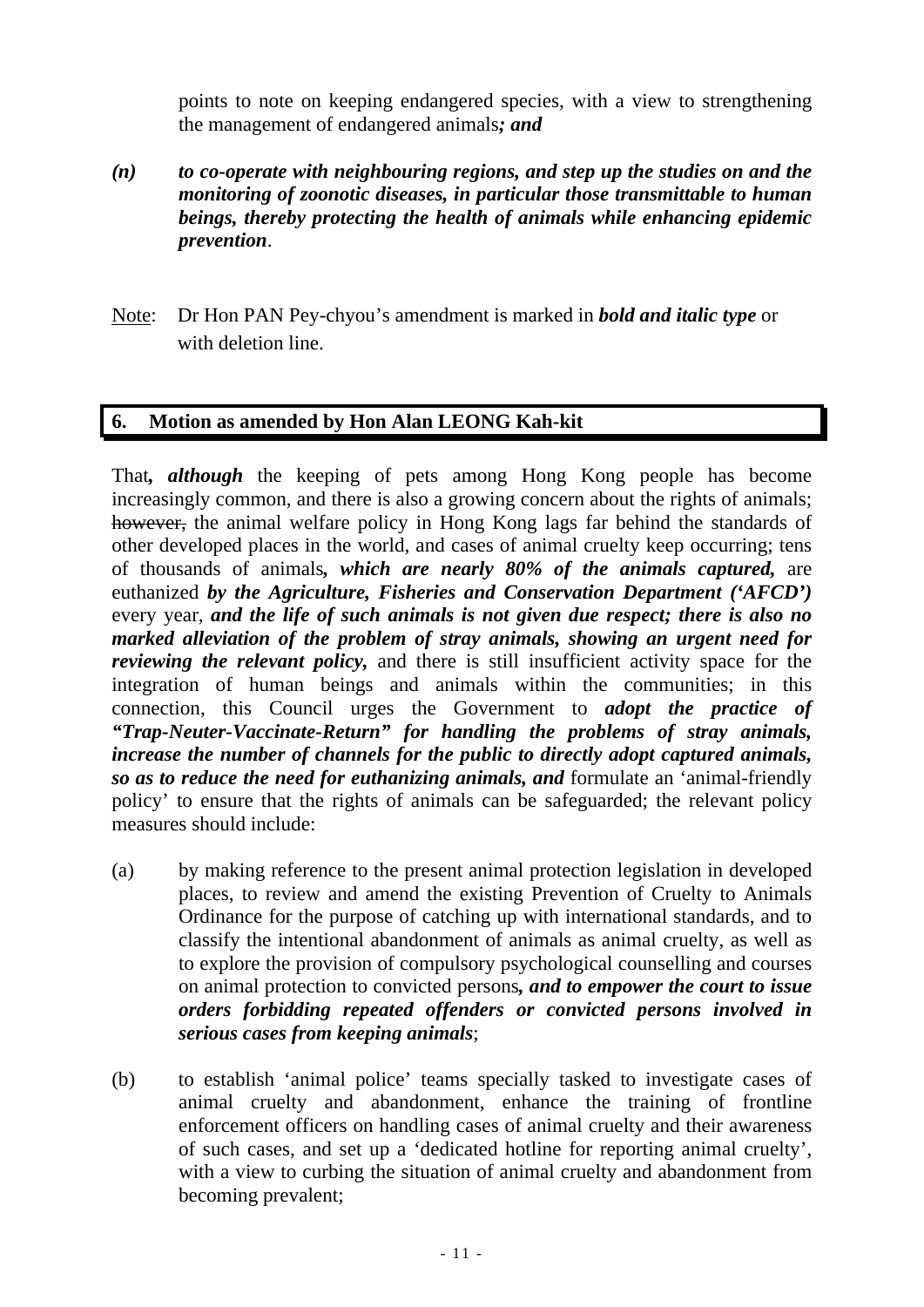points to note on keeping endangered species, with a view to strengthening the management of endangered animals***; and***

***(n)*** ***to co-operate with neighbouring regions, and step up the studies on and the monitoring of zoonotic diseases, in particular those transmittable to human beings, thereby protecting the health of animals while enhancing epidemic prevention***.

Note: Dr Hon PAN Pey-chyou's amendment is marked in ***bold and italic type*** or with deletion line.

## 6. Motion as amended by Hon Alan LEONG Kah-kit

That***, although*** the keeping of pets among Hong Kong people has become increasingly common, and there is also a growing concern about the rights of animals; ~~however,~~ the animal welfare policy in Hong Kong lags far behind the standards of other developed places in the world, and cases of animal cruelty keep occurring; tens of thousands of animals***, which are nearly 80% of the animals captured,*** are euthanized ***by the Agriculture, Fisheries and Conservation Department ('AFCD')*** every year, ***and the life of such animals is not given due respect; there is also no marked alleviation of the problem of stray animals, showing an urgent need for reviewing the relevant policy,*** and there is still insufficient activity space for the integration of human beings and animals within the communities; in this connection, this Council urges the Government to ***adopt the practice of "Trap-Neuter-Vaccinate-Return" for handling the problems of stray animals, increase the number of channels for the public to directly adopt captured animals, so as to reduce the need for euthanizing animals, and*** formulate an 'animal-friendly policy' to ensure that the rights of animals can be safeguarded; the relevant policy measures should include:

(a) by making reference to the present animal protection legislation in developed places, to review and amend the existing Prevention of Cruelty to Animals Ordinance for the purpose of catching up with international standards, and to classify the intentional abandonment of animals as animal cruelty, as well as to explore the provision of compulsory psychological counselling and courses on animal protection to convicted persons***, and to empower the court to issue orders forbidding repeated offenders or convicted persons involved in serious cases from keeping animals***;

(b) to establish 'animal police' teams specially tasked to investigate cases of animal cruelty and abandonment, enhance the training of frontline enforcement officers on handling cases of animal cruelty and their awareness of such cases, and set up a 'dedicated hotline for reporting animal cruelty', with a view to curbing the situation of animal cruelty and abandonment from becoming prevalent;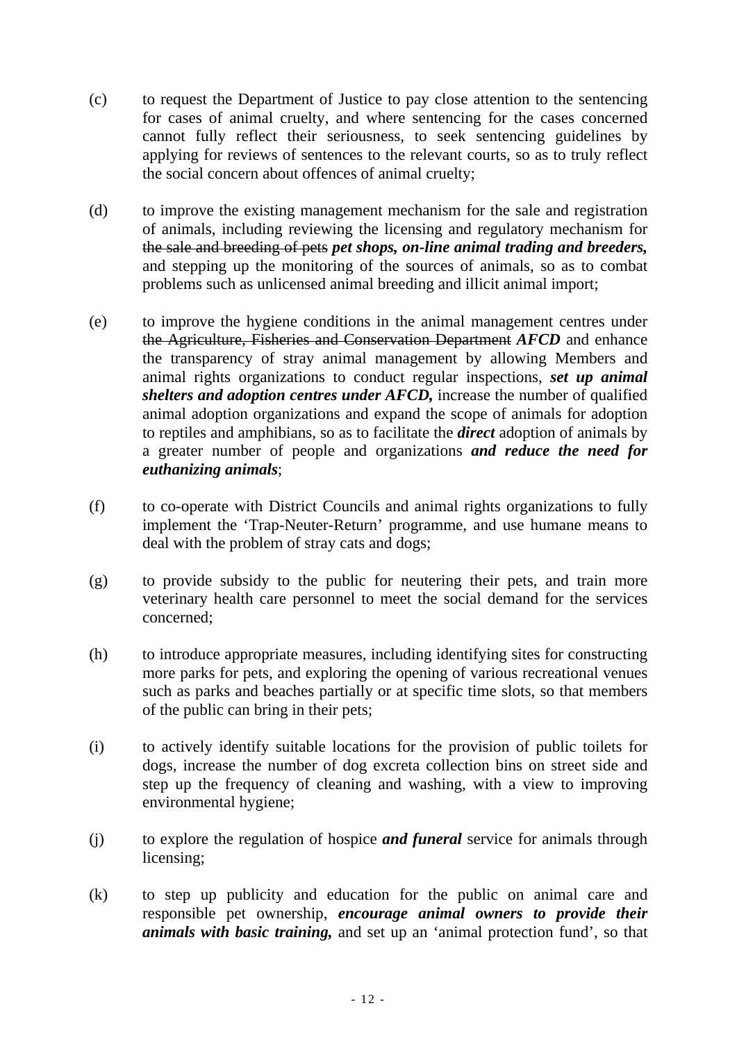(c) to request the Department of Justice to pay close attention to the sentencing for cases of animal cruelty, and where sentencing for the cases concerned cannot fully reflect their seriousness, to seek sentencing guidelines by applying for reviews of sentences to the relevant courts, so as to truly reflect the social concern about offences of animal cruelty;

(d) to improve the existing management mechanism for the sale and registration of animals, including reviewing the licensing and regulatory mechanism for ~~the sale and breeding of pets~~ ***pet shops, on-line animal trading and breeders,*** and stepping up the monitoring of the sources of animals, so as to combat problems such as unlicensed animal breeding and illicit animal import;

(e) to improve the hygiene conditions in the animal management centres under ~~the Agriculture, Fisheries and Conservation Department~~ ***AFCD*** and enhance the transparency of stray animal management by allowing Members and animal rights organizations to conduct regular inspections, ***set up animal shelters and adoption centres under AFCD,*** increase the number of qualified animal adoption organizations and expand the scope of animals for adoption to reptiles and amphibians, so as to facilitate the ***direct*** adoption of animals by a greater number of people and organizations ***and reduce the need for euthanizing animals***;

(f) to co-operate with District Councils and animal rights organizations to fully implement the 'Trap-Neuter-Return' programme, and use humane means to deal with the problem of stray cats and dogs;

(g) to provide subsidy to the public for neutering their pets, and train more veterinary health care personnel to meet the social demand for the services concerned;

(h) to introduce appropriate measures, including identifying sites for constructing more parks for pets, and exploring the opening of various recreational venues such as parks and beaches partially or at specific time slots, so that members of the public can bring in their pets;

(i) to actively identify suitable locations for the provision of public toilets for dogs, increase the number of dog excreta collection bins on street side and step up the frequency of cleaning and washing, with a view to improving environmental hygiene;

(j) to explore the regulation of hospice ***and funeral*** service for animals through licensing;

(k) to step up publicity and education for the public on animal care and responsible pet ownership, ***encourage animal owners to provide their animals with basic training,*** and set up an 'animal protection fund', so that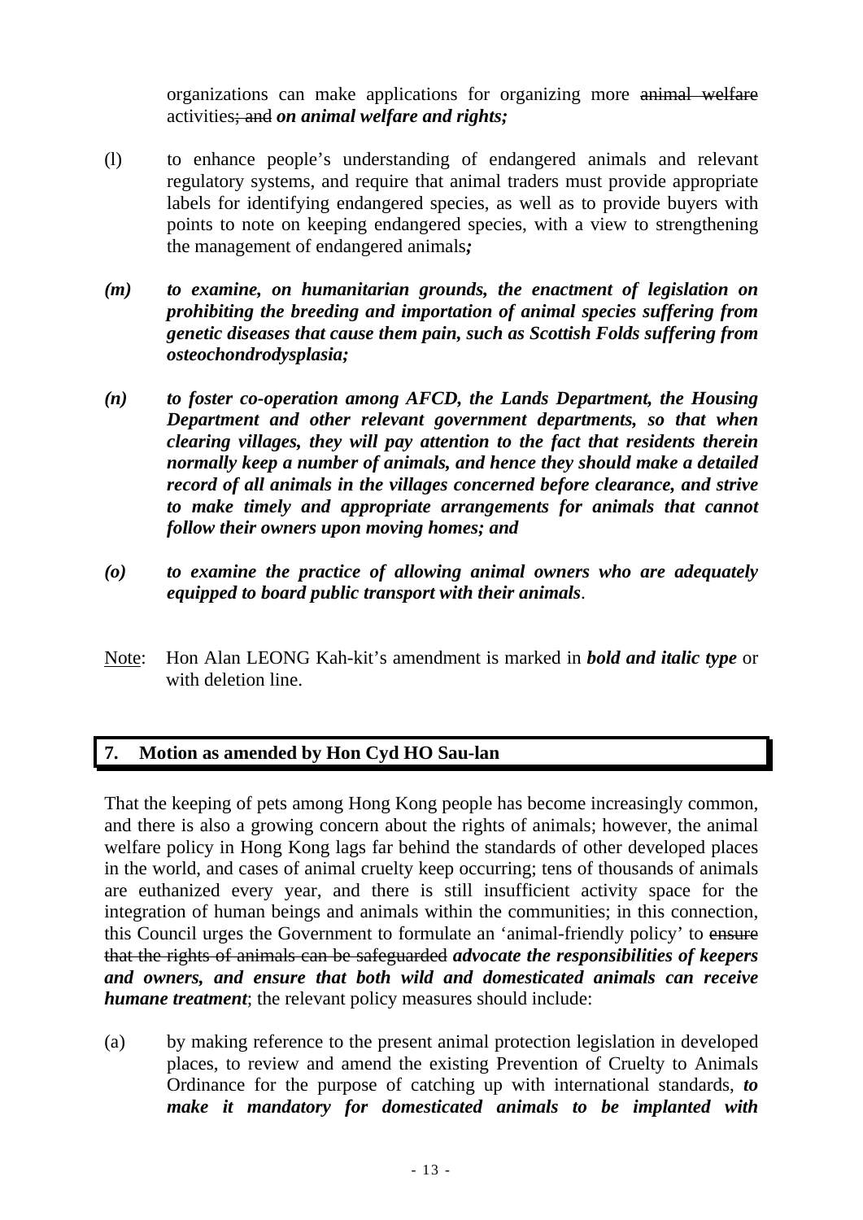organizations can make applications for organizing more ~~animal welfare~~ activities~~; and~~ ***on animal welfare and rights;***

(l) to enhance people's understanding of endangered animals and relevant regulatory systems, and require that animal traders must provide appropriate labels for identifying endangered species, as well as to provide buyers with points to note on keeping endangered species, with a view to strengthening the management of endangered animals***;***

***(m) to examine, on humanitarian grounds, the enactment of legislation on prohibiting the breeding and importation of animal species suffering from genetic diseases that cause them pain, such as Scottish Folds suffering from osteochondrodysplasia;***

***(n) to foster co-operation among AFCD, the Lands Department, the Housing Department and other relevant government departments, so that when clearing villages, they will pay attention to the fact that residents therein normally keep a number of animals, and hence they should make a detailed record of all animals in the villages concerned before clearance, and strive to make timely and appropriate arrangements for animals that cannot follow their owners upon moving homes; and***

***(o) to examine the practice of allowing animal owners who are adequately equipped to board public transport with their animals***.

Note: Hon Alan LEONG Kah-kit's amendment is marked in ***bold and italic type*** or with deletion line.

## 7. Motion as amended by Hon Cyd HO Sau-lan

That the keeping of pets among Hong Kong people has become increasingly common, and there is also a growing concern about the rights of animals; however, the animal welfare policy in Hong Kong lags far behind the standards of other developed places in the world, and cases of animal cruelty keep occurring; tens of thousands of animals are euthanized every year, and there is still insufficient activity space for the integration of human beings and animals within the communities; in this connection, this Council urges the Government to formulate an 'animal-friendly policy' to ~~ensure that the rights of animals can be safeguarded~~ ***advocate the responsibilities of keepers and owners, and ensure that both wild and domesticated animals can receive humane treatment***; the relevant policy measures should include:

(a) by making reference to the present animal protection legislation in developed places, to review and amend the existing Prevention of Cruelty to Animals Ordinance for the purpose of catching up with international standards, ***to make it mandatory for domesticated animals to be implanted with***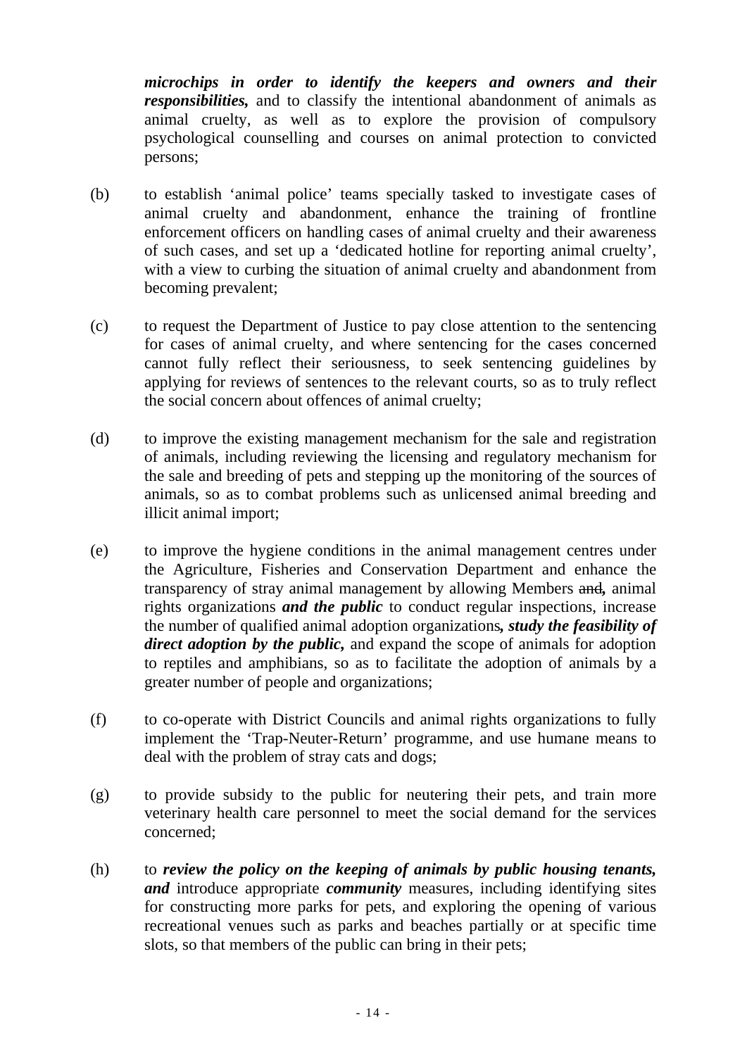***microchips in order to identify the keepers and owners and their responsibilities,*** and to classify the intentional abandonment of animals as animal cruelty, as well as to explore the provision of compulsory psychological counselling and courses on animal protection to convicted persons;

(b) to establish 'animal police' teams specially tasked to investigate cases of animal cruelty and abandonment, enhance the training of frontline enforcement officers on handling cases of animal cruelty and their awareness of such cases, and set up a 'dedicated hotline for reporting animal cruelty', with a view to curbing the situation of animal cruelty and abandonment from becoming prevalent;

(c) to request the Department of Justice to pay close attention to the sentencing for cases of animal cruelty, and where sentencing for the cases concerned cannot fully reflect their seriousness, to seek sentencing guidelines by applying for reviews of sentences to the relevant courts, so as to truly reflect the social concern about offences of animal cruelty;

(d) to improve the existing management mechanism for the sale and registration of animals, including reviewing the licensing and regulatory mechanism for the sale and breeding of pets and stepping up the monitoring of the sources of animals, so as to combat problems such as unlicensed animal breeding and illicit animal import;

(e) to improve the hygiene conditions in the animal management centres under the Agriculture, Fisheries and Conservation Department and enhance the transparency of stray animal management by allowing Members ~~and~~***,*** animal rights organizations ***and the public*** to conduct regular inspections, increase the number of qualified animal adoption organizations***, study the feasibility of direct adoption by the public,*** and expand the scope of animals for adoption to reptiles and amphibians, so as to facilitate the adoption of animals by a greater number of people and organizations;

(f) to co-operate with District Councils and animal rights organizations to fully implement the 'Trap-Neuter-Return' programme, and use humane means to deal with the problem of stray cats and dogs;

(g) to provide subsidy to the public for neutering their pets, and train more veterinary health care personnel to meet the social demand for the services concerned;

(h) to ***review the policy on the keeping of animals by public housing tenants, and*** introduce appropriate ***community*** measures, including identifying sites for constructing more parks for pets, and exploring the opening of various recreational venues such as parks and beaches partially or at specific time slots, so that members of the public can bring in their pets;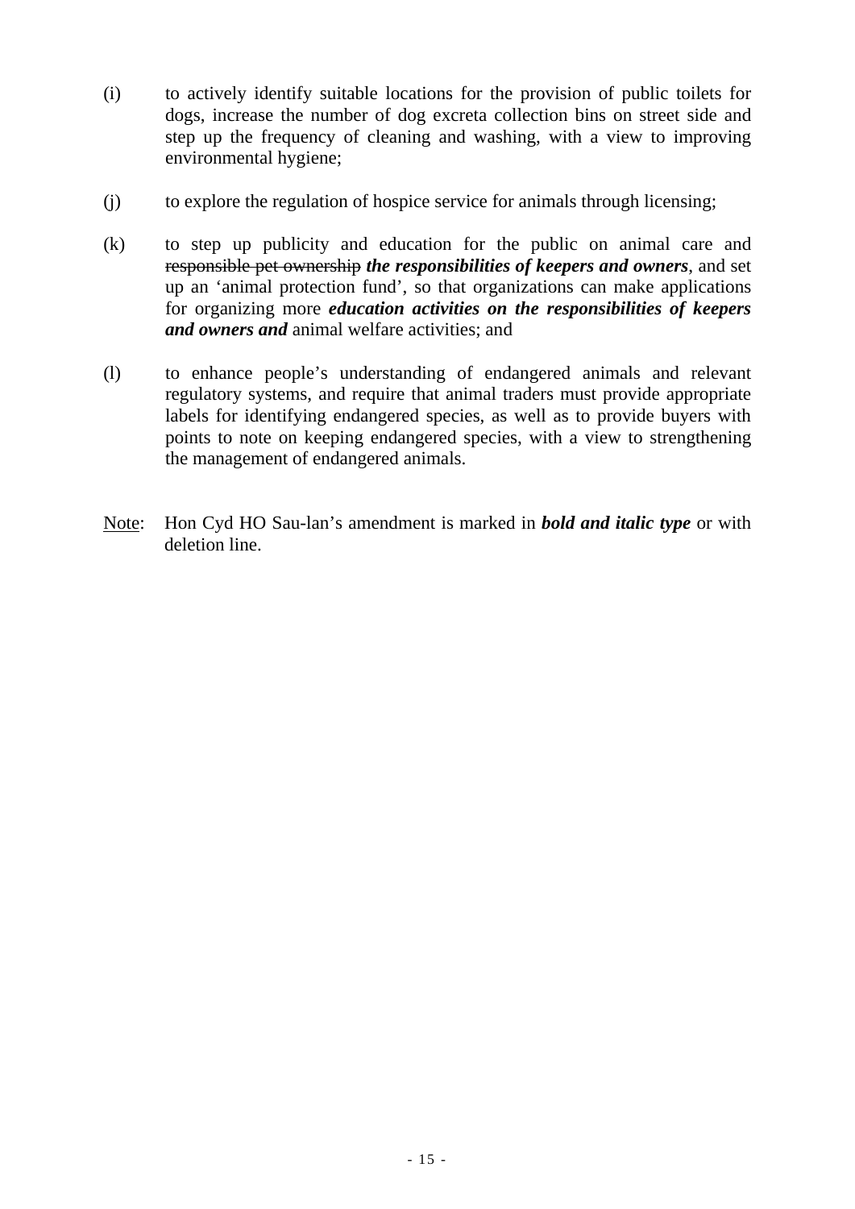(i) to actively identify suitable locations for the provision of public toilets for dogs, increase the number of dog excreta collection bins on street side and step up the frequency of cleaning and washing, with a view to improving environmental hygiene;

(j) to explore the regulation of hospice service for animals through licensing;

(k) to step up publicity and education for the public on animal care and ~~responsible pet ownership~~ ***the responsibilities of keepers and owners***, and set up an 'animal protection fund', so that organizations can make applications for organizing more ***education activities on the responsibilities of keepers and owners and*** animal welfare activities; and

(l) to enhance people's understanding of endangered animals and relevant regulatory systems, and require that animal traders must provide appropriate labels for identifying endangered species, as well as to provide buyers with points to note on keeping endangered species, with a view to strengthening the management of endangered animals.

Note: Hon Cyd HO Sau-lan's amendment is marked in ***bold and italic type*** or with deletion line.